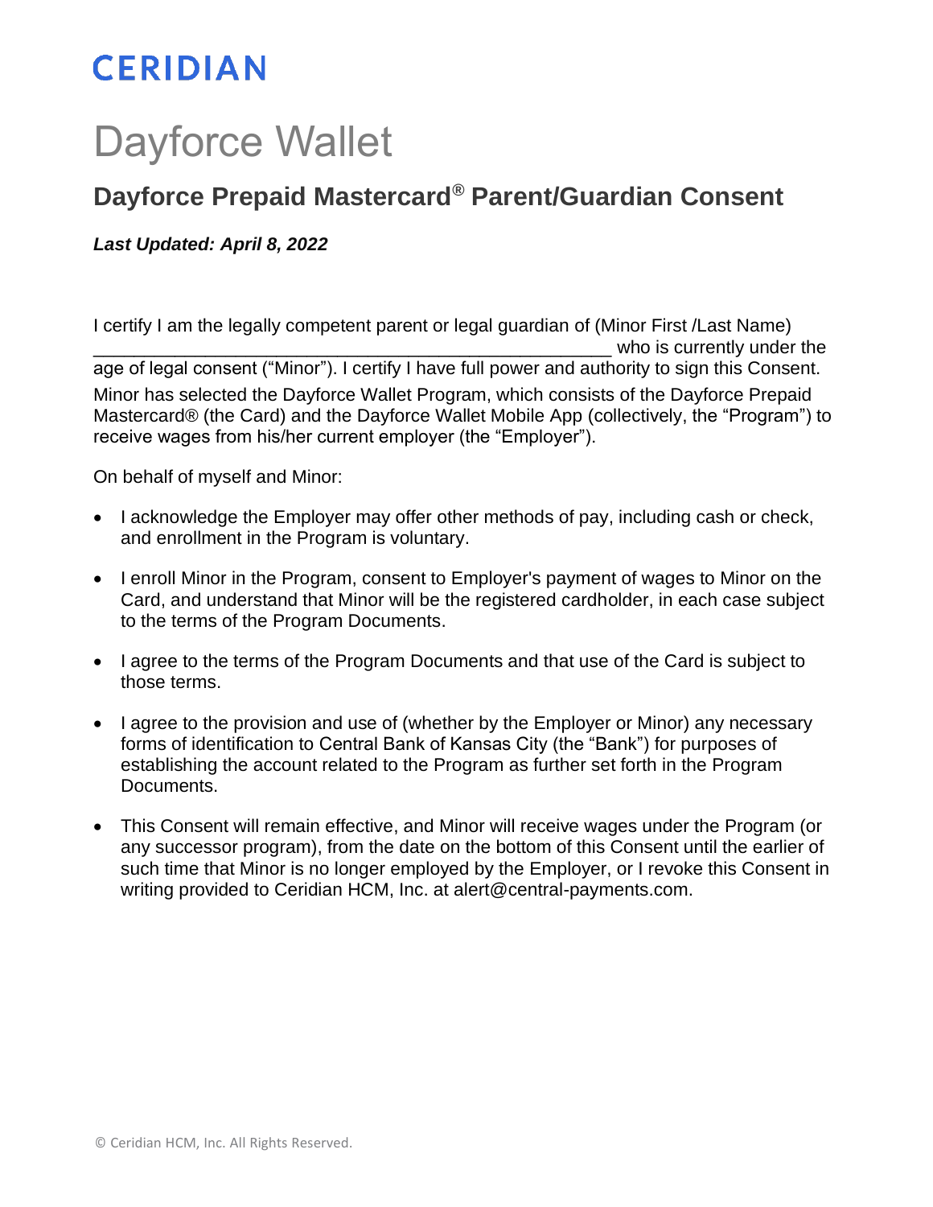CERIDIAN

# Dayforce Wallet

## Dayforce Prepaid Mastercard® Parent/Guardian Consent

***Last Updated: April 8, 2022***

I certify I am the legally competent parent or legal guardian of (Minor First /Last Name) ______________________________________________________ who is currently under the age of legal consent ("Minor"). I certify I have full power and authority to sign this Consent.

Minor has selected the Dayforce Wallet Program, which consists of the Dayforce Prepaid Mastercard® (the Card) and the Dayforce Wallet Mobile App (collectively, the "Program") to receive wages from his/her current employer (the "Employer").

On behalf of myself and Minor:

- I acknowledge the Employer may offer other methods of pay, including cash or check, and enrollment in the Program is voluntary.
- I enroll Minor in the Program, consent to Employer's payment of wages to Minor on the Card, and understand that Minor will be the registered cardholder, in each case subject to the terms of the Program Documents.
- I agree to the terms of the Program Documents and that use of the Card is subject to those terms.
- I agree to the provision and use of (whether by the Employer or Minor) any necessary forms of identification to Central Bank of Kansas City (the "Bank") for purposes of establishing the account related to the Program as further set forth in the Program Documents.
- This Consent will remain effective, and Minor will receive wages under the Program (or any successor program), from the date on the bottom of this Consent until the earlier of such time that Minor is no longer employed by the Employer, or I revoke this Consent in writing provided to Ceridian HCM, Inc. at alert@central-payments.com.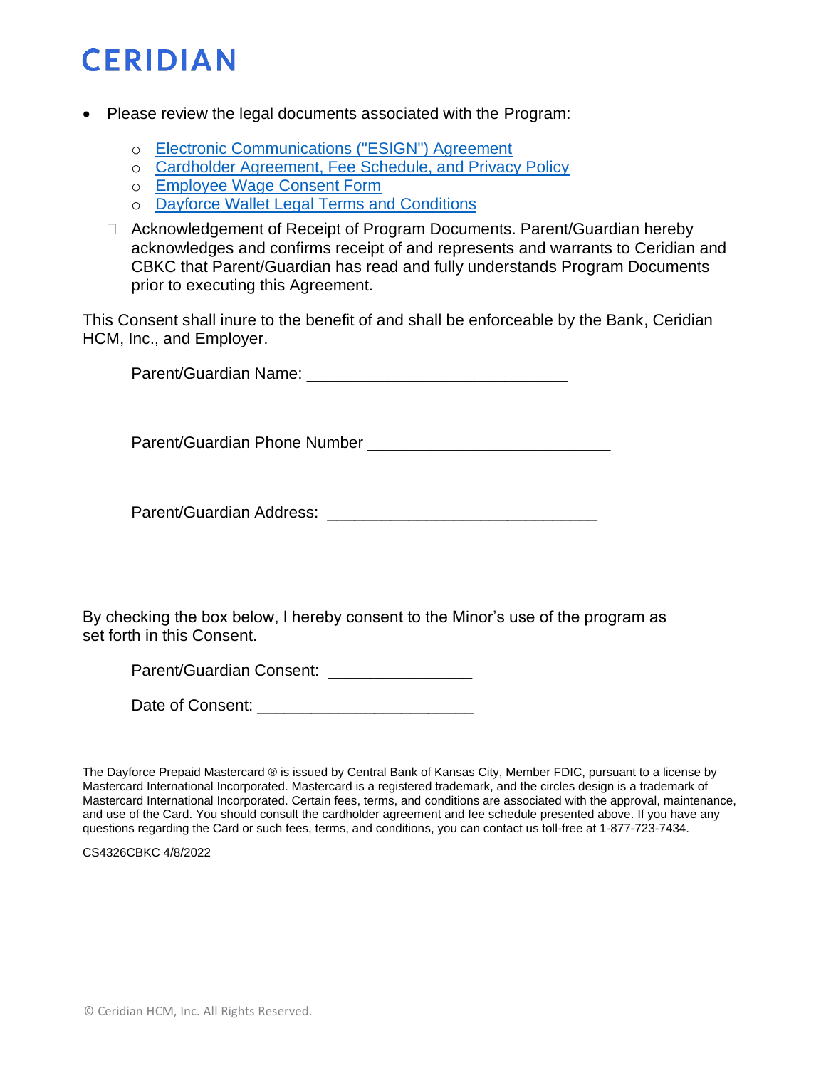**CERIDIAN**

- Please review the legal documents associated with the Program:
  - Electronic Communications ("ESIGN") Agreement
  - Cardholder Agreement, Fee Schedule, and Privacy Policy
  - Employee Wage Consent Form
  - Dayforce Wallet Legal Terms and Conditions

☐ Acknowledgement of Receipt of Program Documents. Parent/Guardian hereby acknowledges and confirms receipt of and represents and warrants to Ceridian and CBKC that Parent/Guardian has read and fully understands Program Documents prior to executing this Agreement.

This Consent shall inure to the benefit of and shall be enforceable by the Bank, Ceridian HCM, Inc., and Employer.

Parent/Guardian Name: ____________________________

Parent/Guardian Phone Number __________________________

Parent/Guardian Address: _____________________________

By checking the box below, I hereby consent to the Minor's use of the program as set forth in this Consent.

Parent/Guardian Consent: _______________

Date of Consent: _______________________

The Dayforce Prepaid Mastercard ® is issued by Central Bank of Kansas City, Member FDIC, pursuant to a license by Mastercard International Incorporated. Mastercard is a registered trademark, and the circles design is a trademark of Mastercard International Incorporated. Certain fees, terms, and conditions are associated with the approval, maintenance, and use of the Card. You should consult the cardholder agreement and fee schedule presented above. If you have any questions regarding the Card or such fees, terms, and conditions, you can contact us toll-free at 1-877-723-7434.

CS4326CBKC 4/8/2022

© Ceridian HCM, Inc. All Rights Reserved.